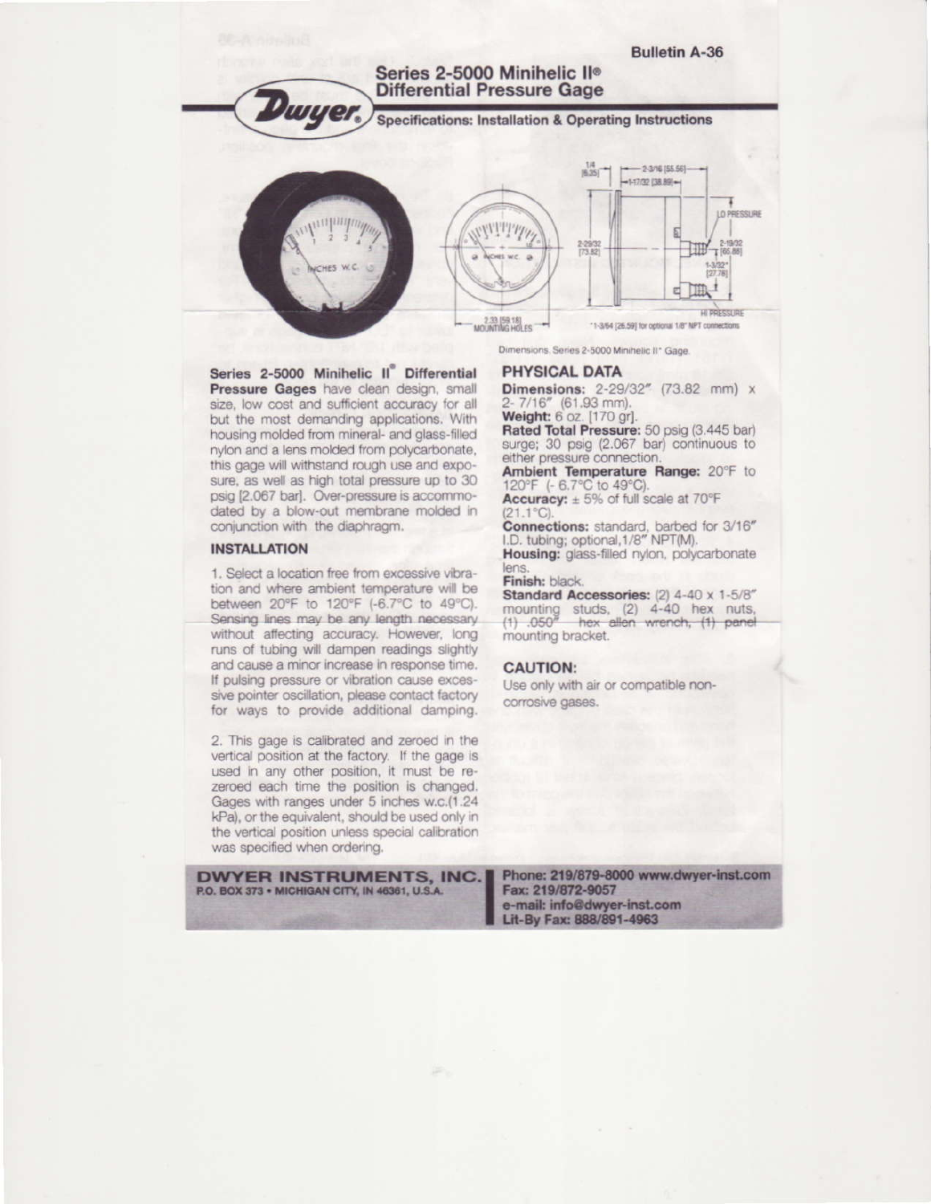Bulletin A-36

# Series 2-5000 Minihelic II® Differential Pressure Gage

## Specifications: Installation & Operating Instructions

Dimensions, Series 2-5000 Minihelic II® Gage.

**Series 2-5000 Minihelic II® Differential Pressure Gages** have clean design, small size, low cost and sufficient accuracy for all but the most demanding applications. With housing molded from mineral- and glass-filled nylon and a lens molded from polycarbonate, this gage will withstand rough use and exposure, as well as high total pressure up to 30 psig [2.067 bar]. Over-pressure is accommodated by a blow-out membrane molded in conjunction with the diaphragm.

### INSTALLATION

1. Select a location free from excessive vibration and where ambient temperature will be between 20°F to 120°F (-6.7°C to 49°C). Sensing lines may be any length necessary without affecting accuracy. However, long runs of tubing will dampen readings slightly and cause a minor increase in response time. If pulsing pressure or vibration cause excessive pointer oscillation, please contact factory for ways to provide additional damping.

2. This gage is calibrated and zeroed in the vertical position at the factory. If the gage is used in any other position, it must be re-zeroed each time the position is changed. Gages with ranges under 5 inches w.c.(1.24 kPa), or the equivalent, should be used only in the vertical position unless special calibration was specified when ordering.

### PHYSICAL DATA

**Dimensions:** 2-29/32" (73.82 mm) x 2- 7/16" (61.93 mm).
**Weight:** 6 oz. [170 gr].
**Rated Total Pressure:** 50 psig (3.445 bar) surge; 30 psig (2.067 bar) continuous to either pressure connection.
**Ambient Temperature Range:** 20°F to 120°F (- 6.7°C to 49°C).
**Accuracy:** ± 5% of full scale at 70°F (21.1°C).
**Connections:** standard, barbed for 3/16" I.D. tubing; optional,1/8" NPT(M).
**Housing:** glass-filled nylon, polycarbonate lens.
**Finish:** black.
**Standard Accessories:** (2) 4-40 x 1-5/8" mounting studs, (2) 4-40 hex nuts, (1) .050" hex allen wrench, (1) panel mounting bracket.

### CAUTION:

Use only with air or compatible non-corrosive gases.

**DWYER INSTRUMENTS, INC.**
P.O. BOX 373 • MICHIGAN CITY, IN 46361, U.S.A.

Phone: 219/879-8000 www.dwyer-inst.com
Fax: 219/872-9057
e-mail: info@dwyer-inst.com
Lit-By Fax: 888/891-4963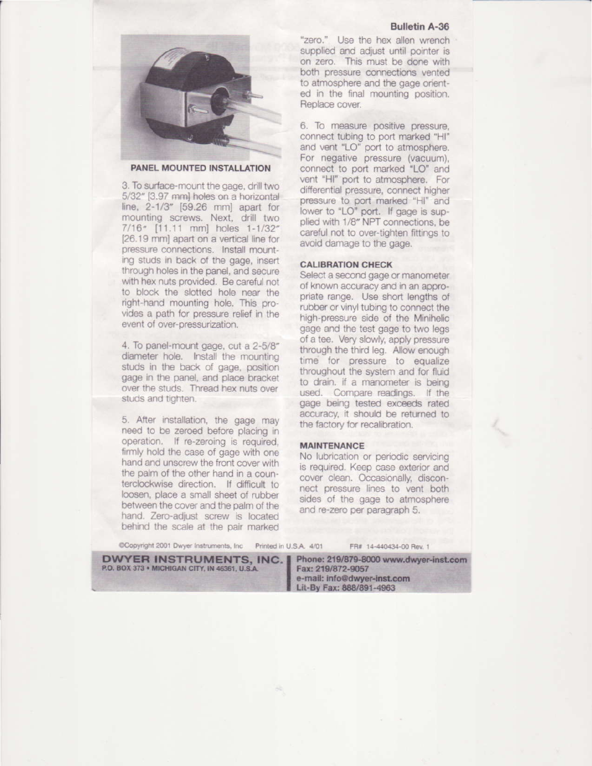### PANEL MOUNTED INSTALLATION

3. To surface-mount the gage, drill two 5/32" [3.97 mm] holes on a horizontal line, 2-1/3" [59.26 mm] apart for mounting screws. Next, drill two 7/16" [11.11 mm] holes 1-1/32" [26.19 mm] apart on a vertical line for pressure connections. Install mounting studs in back of the gage, insert through holes in the panel, and secure with hex nuts provided. Be careful not to block the slotted hole near the right-hand mounting hole. This provides a path for pressure relief in the event of over-pressurization.

4. To panel-mount gage, cut a 2-5/8" diameter hole. Install the mounting studs in the back of gage, position gage in the panel, and place bracket over the studs. Thread hex nuts over studs and tighten.

5. After installation, the gage may need to be zeroed before placing in operation. If re-zeroing is required, firmly hold the case of gage with one hand and unscrew the front cover with the palm of the other hand in a counterclockwise direction. If difficult to loosen, place a small sheet of rubber between the cover and the palm of the hand. Zero-adjust screw is located behind the scale at the pair marked "zero." Use the hex allen wrench supplied and adjust until pointer is on zero. This must be done with both pressure connections vented to atmosphere and the gage oriented in the final mounting position. Replace cover.

6. To measure positive pressure, connect tubing to port marked "HI" and vent "LO" port to atmosphere. For negative pressure (vacuum), connect to port marked "LO" and vent "HI" port to atmosphere. For differential pressure, connect higher pressure to port marked "HI" and lower to "LO" port. If gage is supplied with 1/8" NPT connections, be careful not to over-tighten fittings to avoid damage to the gage.

### CALIBRATION CHECK

Select a second gage or manometer of known accuracy and in an appropriate range. Use short lengths of rubber or vinyl tubing to connect the high-pressure side of the Minihelic gage and the test gage to two legs of a tee. Very slowly, apply pressure through the third leg. Allow enough time for pressure to equalize throughout the system and for fluid to drain. if a manometer is being used. Compare readings. If the gage being tested exceeds rated accuracy, it should be returned to the factory for recalibration.

### MAINTENANCE

No lubrication or periodic servicing is required. Keep case exterior and cover clean. Occasionally, disconnect pressure lines to vent both sides of the gage to atmosphere and re-zero per paragraph 5.

©Copyright 2001 Dwyer Instruments, Inc Printed in U.S.A. 4/01 FR# 14-440434-00 Rev. 1

**DWYER INSTRUMENTS, INC.**
P.O. BOX 373 • MICHIGAN CITY, IN 46361, U.S.A.

Phone: 219/879-8000 www.dwyer-inst.com
Fax: 219/872-9057
e-mail: info@dwyer-inst.com
Lit-By Fax: 888/891-4963